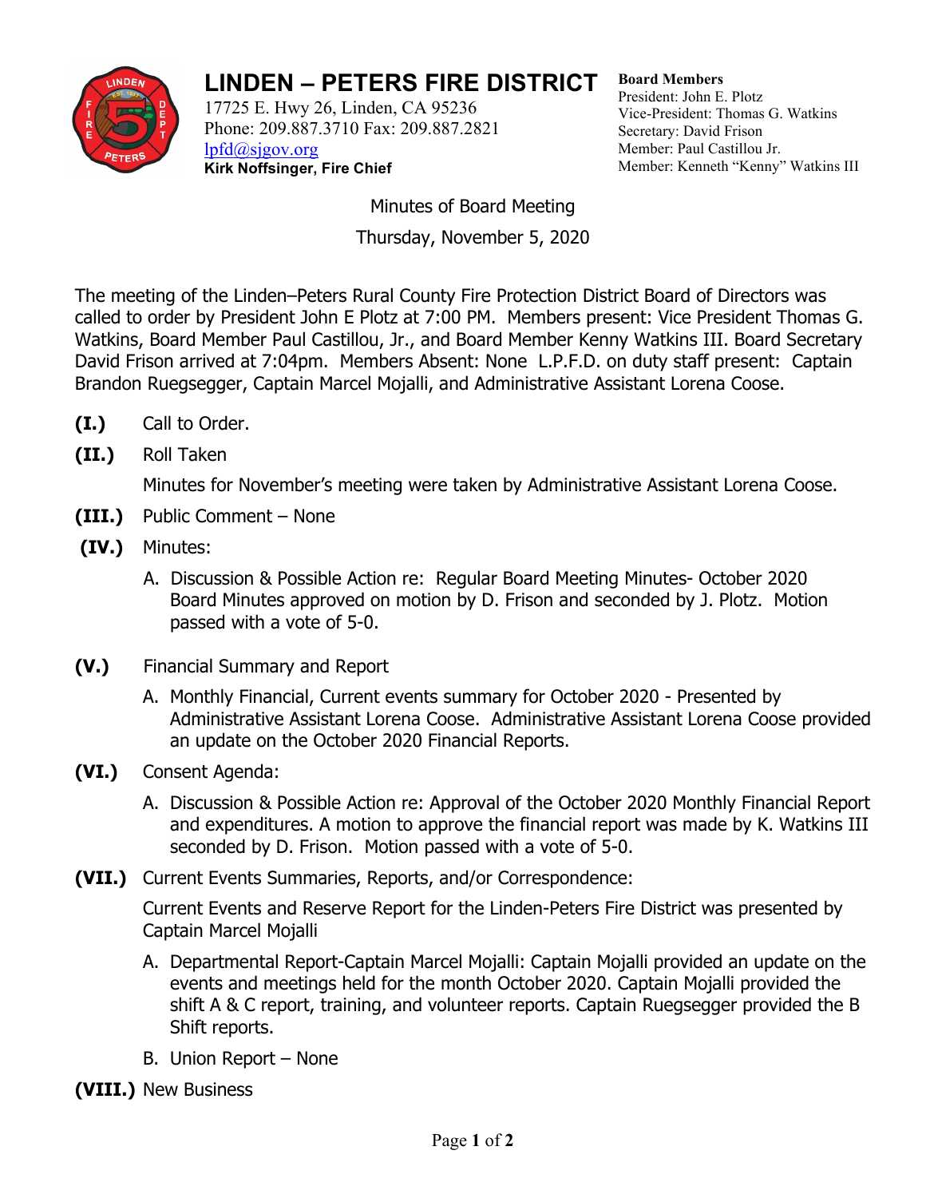# LINDEN – PETERS FIRE DISTRICT

17725 E. Hwy 26, Linden, CA 95236
Phone: 209.887.3710 Fax: 209.887.2821
lpfd@sjgov.org
**Kirk Noffsinger, Fire Chief**

**Board Members**
President: John E. Plotz
Vice-President: Thomas G. Watkins
Secretary: David Frison
Member: Paul Castillou Jr.
Member: Kenneth "Kenny" Watkins III

Minutes of Board Meeting

Thursday, November 5, 2020

The meeting of the Linden–Peters Rural County Fire Protection District Board of Directors was called to order by President John E Plotz at 7:00 PM. Members present: Vice President Thomas G. Watkins, Board Member Paul Castillou, Jr., and Board Member Kenny Watkins III. Board Secretary David Frison arrived at 7:04pm. Members Absent: None L.P.F.D. on duty staff present: Captain Brandon Ruegsegger, Captain Marcel Mojalli, and Administrative Assistant Lorena Coose.

**(I.)** Call to Order.

**(II.)** Roll Taken

Minutes for November's meeting were taken by Administrative Assistant Lorena Coose.

**(III.)** Public Comment – None

**(IV.)** Minutes:

A. Discussion & Possible Action re: Regular Board Meeting Minutes- October 2020 Board Minutes approved on motion by D. Frison and seconded by J. Plotz. Motion passed with a vote of 5-0.

**(V.)** Financial Summary and Report

A. Monthly Financial, Current events summary for October 2020 - Presented by Administrative Assistant Lorena Coose. Administrative Assistant Lorena Coose provided an update on the October 2020 Financial Reports.

**(VI.)** Consent Agenda:

A. Discussion & Possible Action re: Approval of the October 2020 Monthly Financial Report and expenditures. A motion to approve the financial report was made by K. Watkins III seconded by D. Frison. Motion passed with a vote of 5-0.

**(VII.)** Current Events Summaries, Reports, and/or Correspondence:

Current Events and Reserve Report for the Linden-Peters Fire District was presented by Captain Marcel Mojalli

A. Departmental Report-Captain Marcel Mojalli: Captain Mojalli provided an update on the events and meetings held for the month October 2020. Captain Mojalli provided the shift A & C report, training, and volunteer reports. Captain Ruegsegger provided the B Shift reports.

B. Union Report – None

**(VIII.)** New Business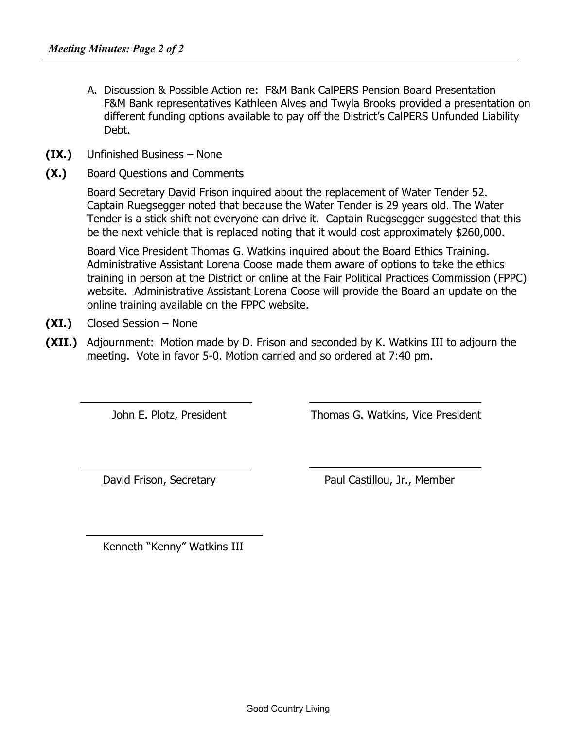A. Discussion & Possible Action re: F&M Bank CalPERS Pension Board Presentation
   F&M Bank representatives Kathleen Alves and Twyla Brooks provided a presentation on different funding options available to pay off the District's CalPERS Unfunded Liability Debt.

**(IX.)** Unfinished Business – None

**(X.)** Board Questions and Comments

Board Secretary David Frison inquired about the replacement of Water Tender 52. Captain Ruegsegger noted that because the Water Tender is 29 years old. The Water Tender is a stick shift not everyone can drive it. Captain Ruegsegger suggested that this be the next vehicle that is replaced noting that it would cost approximately $260,000.

Board Vice President Thomas G. Watkins inquired about the Board Ethics Training. Administrative Assistant Lorena Coose made them aware of options to take the ethics training in person at the District or online at the Fair Political Practices Commission (FPPC) website. Administrative Assistant Lorena Coose will provide the Board an update on the online training available on the FPPC website.

**(XI.)** Closed Session – None

**(XII.)** Adjournment: Motion made by D. Frison and seconded by K. Watkins III to adjourn the meeting. Vote in favor 5-0. Motion carried and so ordered at 7:40 pm.

\_\_\_\_\_\_\_\_\_\_\_\_\_\_\_\_\_\_\_\_\_\_\_\_\_\_\_\_
John E. Plotz, President

\_\_\_\_\_\_\_\_\_\_\_\_\_\_\_\_\_\_\_\_\_\_\_\_\_\_\_\_
Thomas G. Watkins, Vice President

\_\_\_\_\_\_\_\_\_\_\_\_\_\_\_\_\_\_\_\_\_\_\_\_\_\_\_\_
David Frison, Secretary

\_\_\_\_\_\_\_\_\_\_\_\_\_\_\_\_\_\_\_\_\_\_\_\_\_\_\_\_
Paul Castillou, Jr., Member

\_\_\_\_\_\_\_\_\_\_\_\_\_\_\_\_\_\_\_\_\_\_\_\_\_\_\_\_
Kenneth "Kenny" Watkins III

Good Country Living